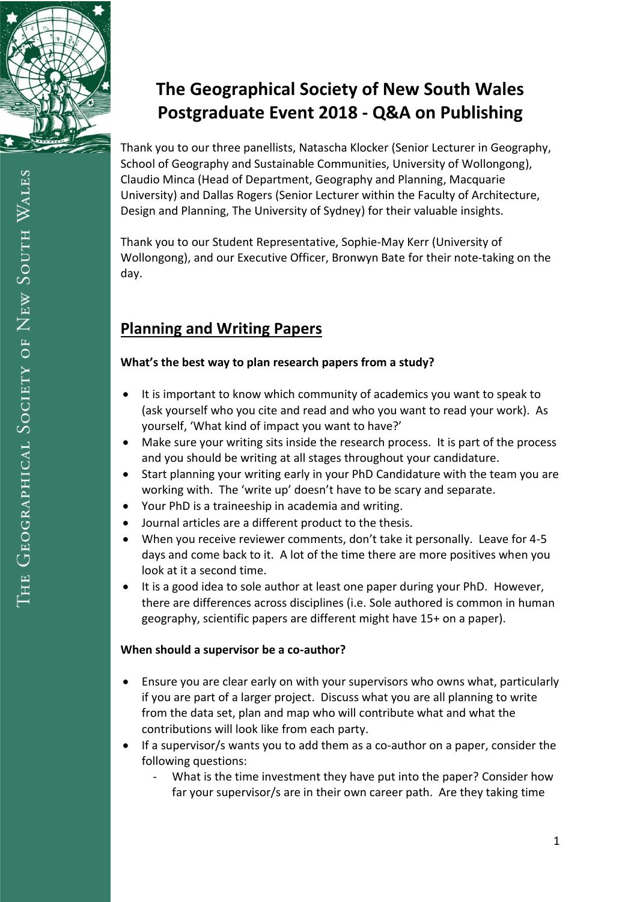# The Geographical Society of New South Wales Postgraduate Event 2018 - Q&A on Publishing

Thank you to our three panellists, Natascha Klocker (Senior Lecturer in Geography, School of Geography and Sustainable Communities, University of Wollongong), Claudio Minca (Head of Department, Geography and Planning, Macquarie University) and Dallas Rogers (Senior Lecturer within the Faculty of Architecture, Design and Planning, The University of Sydney) for their valuable insights.

Thank you to our Student Representative, Sophie-May Kerr (University of Wollongong), and our Executive Officer, Bronwyn Bate for their note-taking on the day.

## Planning and Writing Papers

**What's the best way to plan research papers from a study?**

- It is important to know which community of academics you want to speak to (ask yourself who you cite and read and who you want to read your work). As yourself, 'What kind of impact you want to have?'
- Make sure your writing sits inside the research process. It is part of the process and you should be writing at all stages throughout your candidature.
- Start planning your writing early in your PhD Candidature with the team you are working with. The 'write up' doesn't have to be scary and separate.
- Your PhD is a traineeship in academia and writing.
- Journal articles are a different product to the thesis.
- When you receive reviewer comments, don't take it personally. Leave for 4-5 days and come back to it. A lot of the time there are more positives when you look at it a second time.
- It is a good idea to sole author at least one paper during your PhD. However, there are differences across disciplines (i.e. Sole authored is common in human geography, scientific papers are different might have 15+ on a paper).

**When should a supervisor be a co-author?**

- Ensure you are clear early on with your supervisors who owns what, particularly if you are part of a larger project. Discuss what you are all planning to write from the data set, plan and map who will contribute what and what the contributions will look like from each party.
- If a supervisor/s wants you to add them as a co-author on a paper, consider the following questions:
  - What is the time investment they have put into the paper? Consider how far your supervisor/s are in their own career path. Are they taking time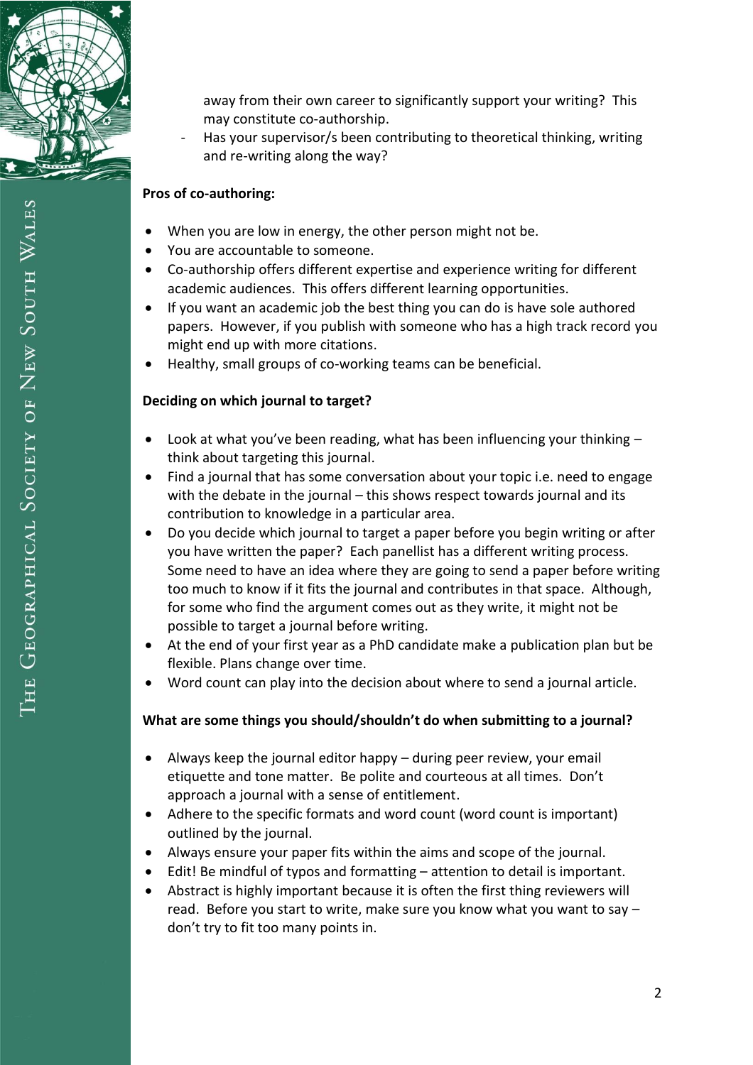away from their own career to significantly support your writing? This may constitute co-authorship.
- Has your supervisor/s been contributing to theoretical thinking, writing and re-writing along the way?

**Pros of co-authoring:**

- When you are low in energy, the other person might not be.
- You are accountable to someone.
- Co-authorship offers different expertise and experience writing for different academic audiences. This offers different learning opportunities.
- If you want an academic job the best thing you can do is have sole authored papers. However, if you publish with someone who has a high track record you might end up with more citations.
- Healthy, small groups of co-working teams can be beneficial.

**Deciding on which journal to target?**

- Look at what you've been reading, what has been influencing your thinking – think about targeting this journal.
- Find a journal that has some conversation about your topic i.e. need to engage with the debate in the journal – this shows respect towards journal and its contribution to knowledge in a particular area.
- Do you decide which journal to target a paper before you begin writing or after you have written the paper? Each panellist has a different writing process. Some need to have an idea where they are going to send a paper before writing too much to know if it fits the journal and contributes in that space. Although, for some who find the argument comes out as they write, it might not be possible to target a journal before writing.
- At the end of your first year as a PhD candidate make a publication plan but be flexible. Plans change over time.
- Word count can play into the decision about where to send a journal article.

**What are some things you should/shouldn't do when submitting to a journal?**

- Always keep the journal editor happy – during peer review, your email etiquette and tone matter. Be polite and courteous at all times. Don't approach a journal with a sense of entitlement.
- Adhere to the specific formats and word count (word count is important) outlined by the journal.
- Always ensure your paper fits within the aims and scope of the journal.
- Edit! Be mindful of typos and formatting – attention to detail is important.
- Abstract is highly important because it is often the first thing reviewers will read. Before you start to write, make sure you know what you want to say – don't try to fit too many points in.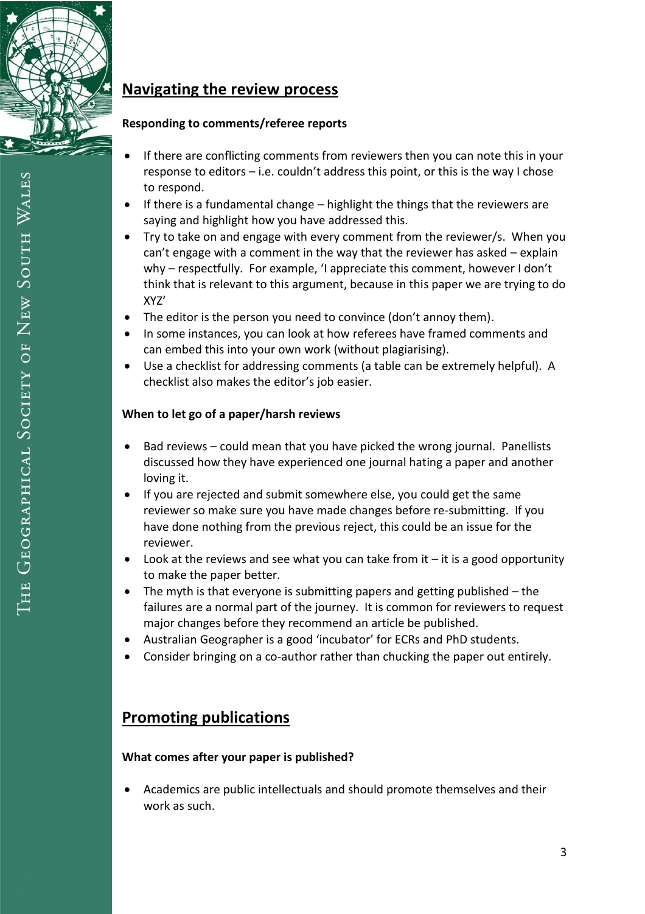## Navigating the review process

**Responding to comments/referee reports**

- If there are conflicting comments from reviewers then you can note this in your response to editors – i.e. couldn't address this point, or this is the way I chose to respond.
- If there is a fundamental change – highlight the things that the reviewers are saying and highlight how you have addressed this.
- Try to take on and engage with every comment from the reviewer/s. When you can't engage with a comment in the way that the reviewer has asked – explain why – respectfully. For example, 'I appreciate this comment, however I don't think that is relevant to this argument, because in this paper we are trying to do XYZ'
- The editor is the person you need to convince (don't annoy them).
- In some instances, you can look at how referees have framed comments and can embed this into your own work (without plagiarising).
- Use a checklist for addressing comments (a table can be extremely helpful). A checklist also makes the editor's job easier.

**When to let go of a paper/harsh reviews**

- Bad reviews – could mean that you have picked the wrong journal. Panellists discussed how they have experienced one journal hating a paper and another loving it.
- If you are rejected and submit somewhere else, you could get the same reviewer so make sure you have made changes before re-submitting. If you have done nothing from the previous reject, this could be an issue for the reviewer.
- Look at the reviews and see what you can take from it – it is a good opportunity to make the paper better.
- The myth is that everyone is submitting papers and getting published – the failures are a normal part of the journey. It is common for reviewers to request major changes before they recommend an article be published.
- Australian Geographer is a good 'incubator' for ECRs and PhD students.
- Consider bringing on a co-author rather than chucking the paper out entirely.

## Promoting publications

**What comes after your paper is published?**

- Academics are public intellectuals and should promote themselves and their work as such.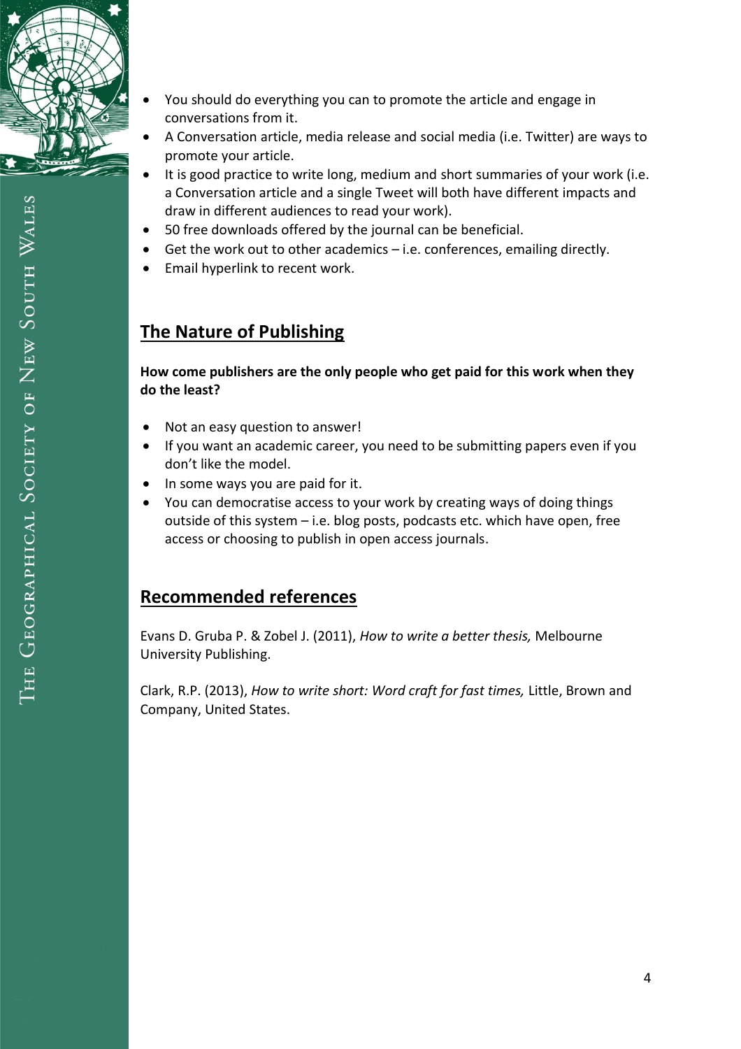- You should do everything you can to promote the article and engage in conversations from it.
- A Conversation article, media release and social media (i.e. Twitter) are ways to promote your article.
- It is good practice to write long, medium and short summaries of your work (i.e. a Conversation article and a single Tweet will both have different impacts and draw in different audiences to read your work).
- 50 free downloads offered by the journal can be beneficial.
- Get the work out to other academics – i.e. conferences, emailing directly.
- Email hyperlink to recent work.

## The Nature of Publishing

**How come publishers are the only people who get paid for this work when they do the least?**

- Not an easy question to answer!
- If you want an academic career, you need to be submitting papers even if you don't like the model.
- In some ways you are paid for it.
- You can democratise access to your work by creating ways of doing things outside of this system – i.e. blog posts, podcasts etc. which have open, free access or choosing to publish in open access journals.

## Recommended references

Evans D. Gruba P. & Zobel J. (2011), *How to write a better thesis,* Melbourne University Publishing.

Clark, R.P. (2013), *How to write short: Word craft for fast times,* Little, Brown and Company, United States.